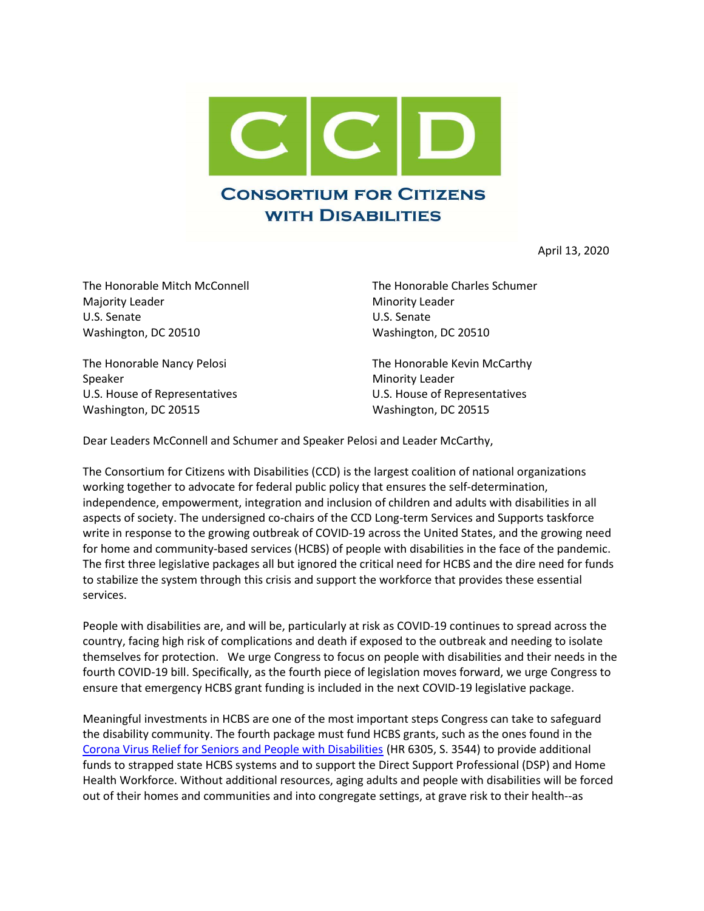# CONSORTIUM FOR CITIZENS WITH DISABILITIES

April 13, 2020

The Honorable Mitch McConnell
Majority Leader
U.S. Senate
Washington, DC 20510

The Honorable Charles Schumer
Minority Leader
U.S. Senate
Washington, DC 20510

The Honorable Nancy Pelosi
Speaker
U.S. House of Representatives
Washington, DC 20515

The Honorable Kevin McCarthy
Minority Leader
U.S. House of Representatives
Washington, DC 20515

Dear Leaders McConnell and Schumer and Speaker Pelosi and Leader McCarthy,

The Consortium for Citizens with Disabilities (CCD) is the largest coalition of national organizations working together to advocate for federal public policy that ensures the self-determination, independence, empowerment, integration and inclusion of children and adults with disabilities in all aspects of society. The undersigned co-chairs of the CCD Long-term Services and Supports taskforce write in response to the growing outbreak of COVID-19 across the United States, and the growing need for home and community-based services (HCBS) of people with disabilities in the face of the pandemic. The first three legislative packages all but ignored the critical need for HCBS and the dire need for funds to stabilize the system through this crisis and support the workforce that provides these essential services.

People with disabilities are, and will be, particularly at risk as COVID-19 continues to spread across the country, facing high risk of complications and death if exposed to the outbreak and needing to isolate themselves for protection. We urge Congress to focus on people with disabilities and their needs in the fourth COVID-19 bill. Specifically, as the fourth piece of legislation moves forward, we urge Congress to ensure that emergency HCBS grant funding is included in the next COVID-19 legislative package.

Meaningful investments in HCBS are one of the most important steps Congress can take to safeguard the disability community. The fourth package must fund HCBS grants, such as the ones found in the [Corona Virus Relief for Seniors and People with Disabilities](#) (HR 6305, S. 3544) to provide additional funds to strapped state HCBS systems and to support the Direct Support Professional (DSP) and Home Health Workforce. Without additional resources, aging adults and people with disabilities will be forced out of their homes and communities and into congregate settings, at grave risk to their health--as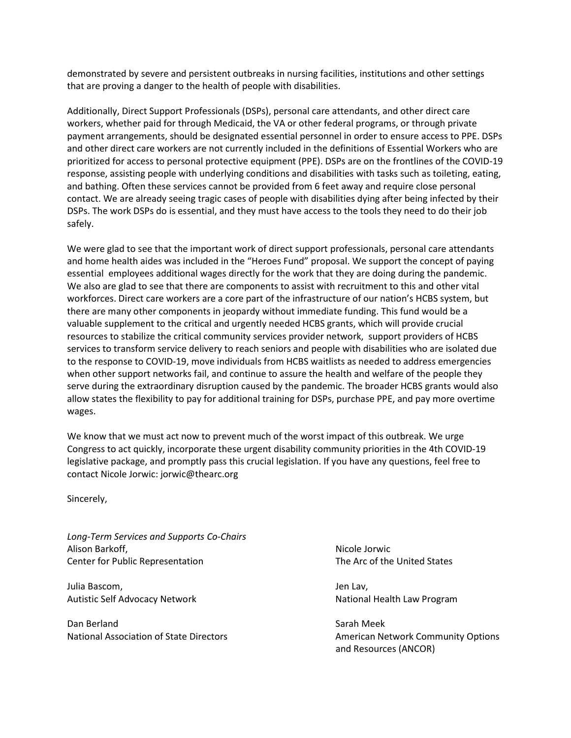demonstrated by severe and persistent outbreaks in nursing facilities, institutions and other settings that are proving a danger to the health of people with disabilities.

Additionally, Direct Support Professionals (DSPs), personal care attendants, and other direct care workers, whether paid for through Medicaid, the VA or other federal programs, or through private payment arrangements, should be designated essential personnel in order to ensure access to PPE. DSPs and other direct care workers are not currently included in the definitions of Essential Workers who are prioritized for access to personal protective equipment (PPE). DSPs are on the frontlines of the COVID-19 response, assisting people with underlying conditions and disabilities with tasks such as toileting, eating, and bathing. Often these services cannot be provided from 6 feet away and require close personal contact. We are already seeing tragic cases of people with disabilities dying after being infected by their DSPs. The work DSPs do is essential, and they must have access to the tools they need to do their job safely.

We were glad to see that the important work of direct support professionals, personal care attendants and home health aides was included in the "Heroes Fund" proposal. We support the concept of paying essential employees additional wages directly for the work that they are doing during the pandemic. We also are glad to see that there are components to assist with recruitment to this and other vital workforces. Direct care workers are a core part of the infrastructure of our nation's HCBS system, but there are many other components in jeopardy without immediate funding. This fund would be a valuable supplement to the critical and urgently needed HCBS grants, which will provide crucial resources to stabilize the critical community services provider network, support providers of HCBS services to transform service delivery to reach seniors and people with disabilities who are isolated due to the response to COVID-19, move individuals from HCBS waitlists as needed to address emergencies when other support networks fail, and continue to assure the health and welfare of the people they serve during the extraordinary disruption caused by the pandemic. The broader HCBS grants would also allow states the flexibility to pay for additional training for DSPs, purchase PPE, and pay more overtime wages.

We know that we must act now to prevent much of the worst impact of this outbreak. We urge Congress to act quickly, incorporate these urgent disability community priorities in the 4th COVID-19 legislative package, and promptly pass this crucial legislation. If you have any questions, feel free to contact Nicole Jorwic: jorwic@thearc.org

Sincerely,

*Long-Term Services and Supports Co-Chairs*

Alison Barkoff,
Center for Public Representation

Julia Bascom,
Autistic Self Advocacy Network

Dan Berland
National Association of State Directors

Nicole Jorwic
The Arc of the United States

Jen Lav,
National Health Law Program

Sarah Meek
American Network Community Options and Resources (ANCOR)